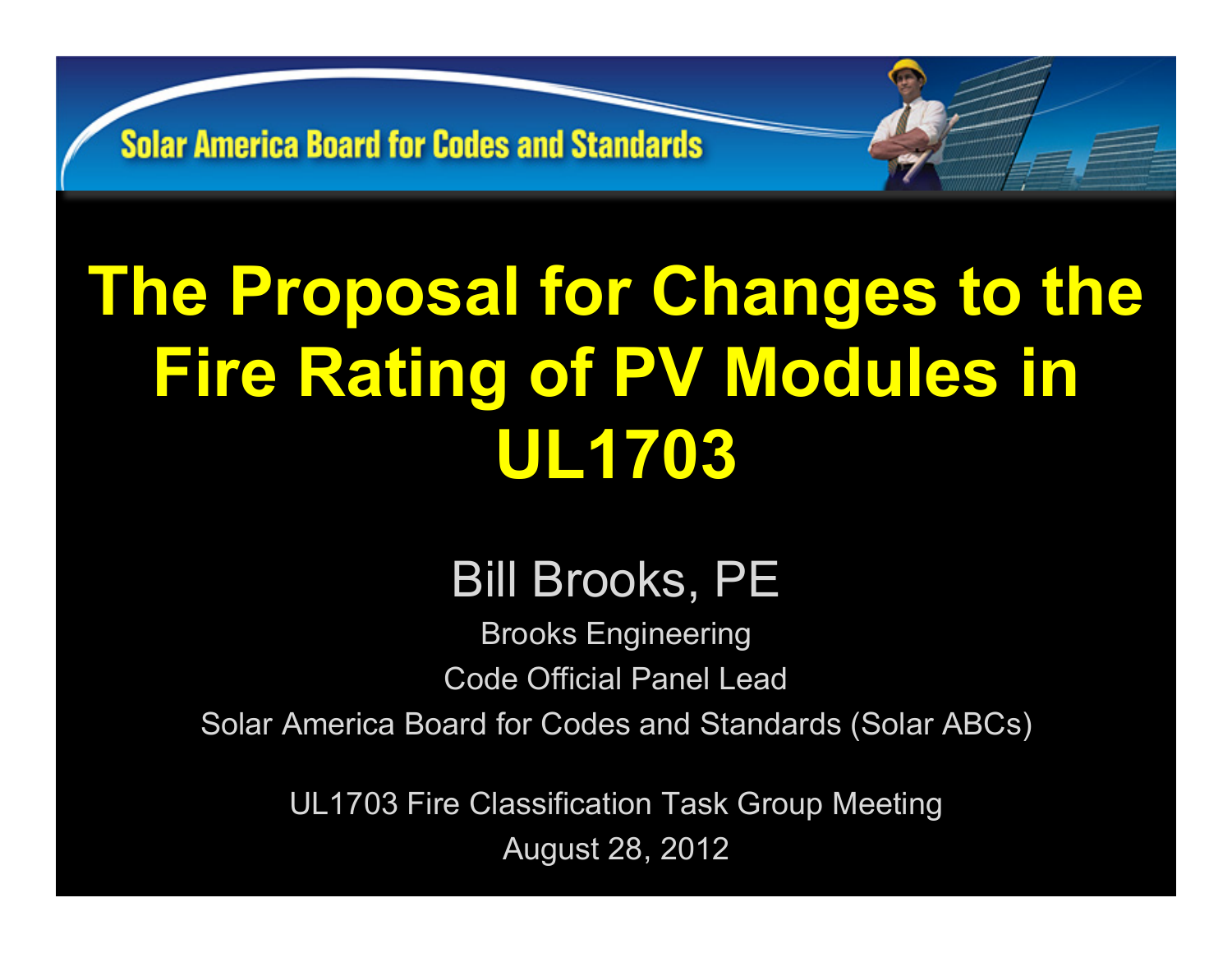Solar America Board for Codes and Standards

# The Proposal for Changes to the Fire Rating of PV Modules in UL1703

Bill Brooks, PE

Brooks Engineering

Code Official Panel Lead

Solar America Board for Codes and Standards (Solar ABCs)

UL1703 Fire Classification Task Group Meeting

August 28, 2012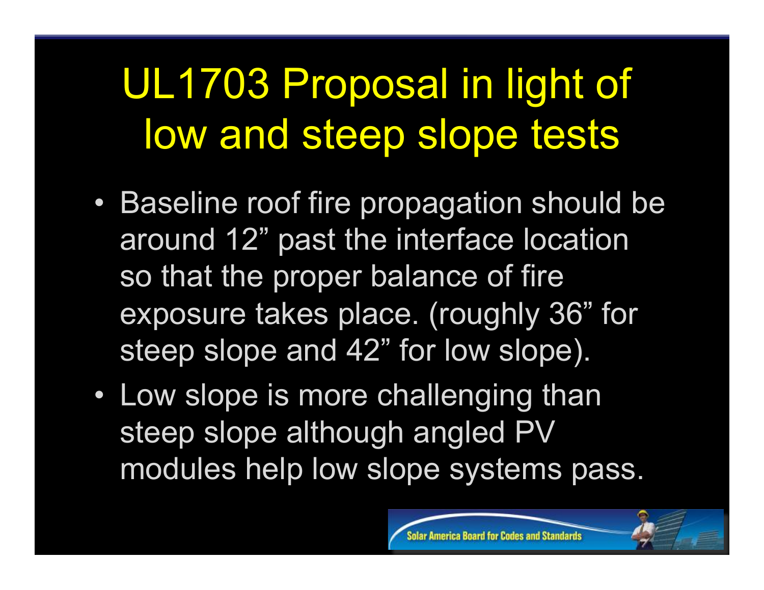# UL1703 Proposal in light of low and steep slope tests

- Baseline roof fire propagation should be around 12" past the interface location so that the proper balance of fire exposure takes place. (roughly 36" for steep slope and 42" for low slope).
- Low slope is more challenging than steep slope although angled PV modules help low slope systems pass.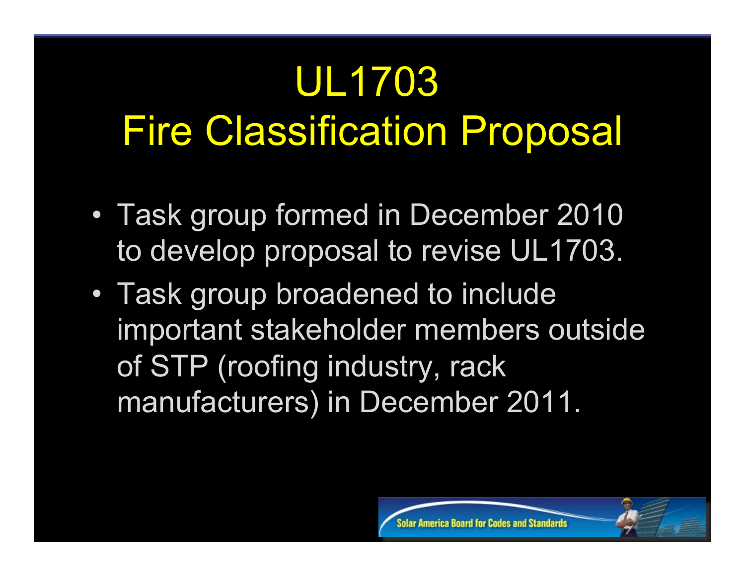# UL1703
# Fire Classification Proposal

- Task group formed in December 2010 to develop proposal to revise UL1703.
- Task group broadened to include important stakeholder members outside of STP (roofing industry, rack manufacturers) in December 2011.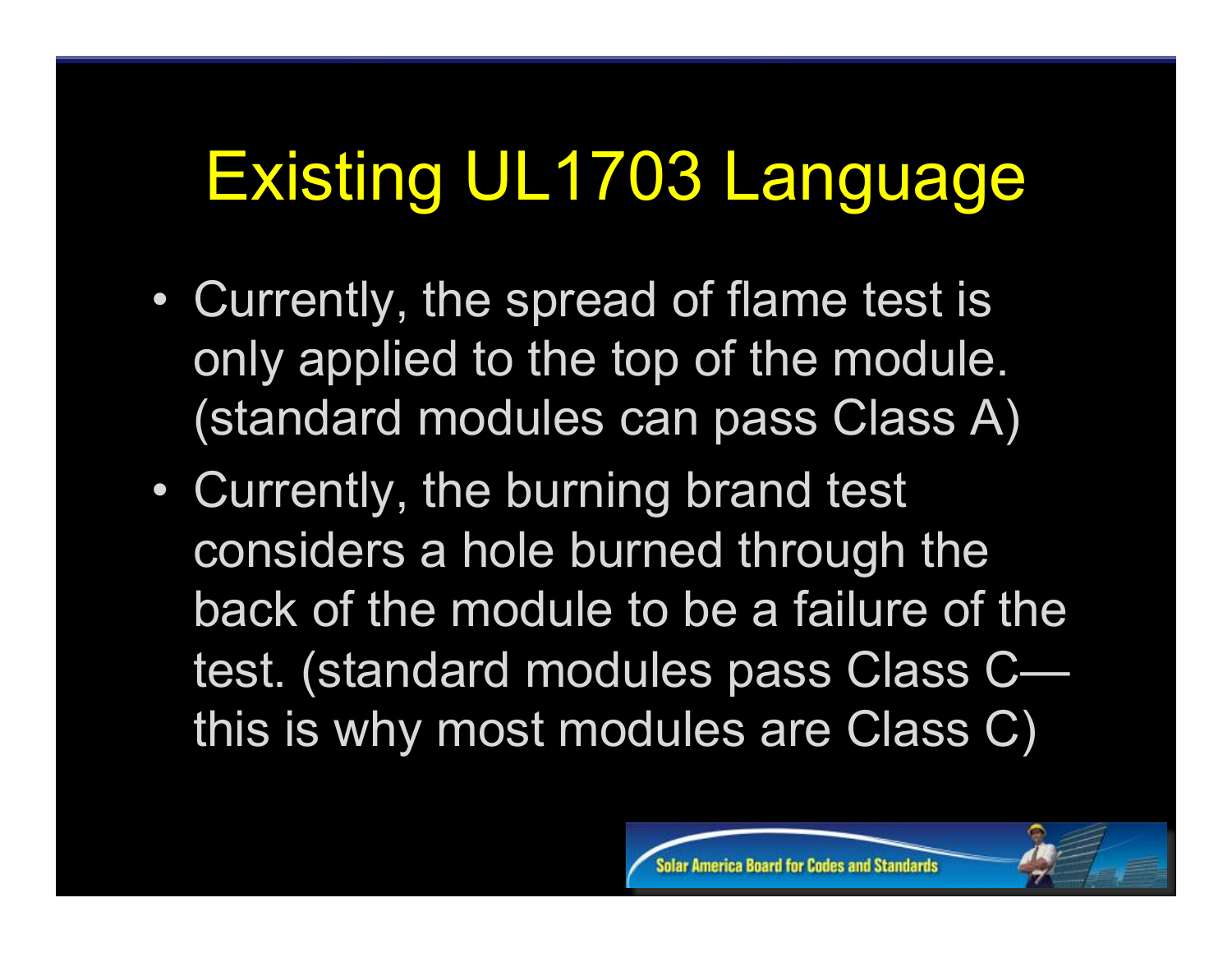# Existing UL1703 Language

- Currently, the spread of flame test is only applied to the top of the module. (standard modules can pass Class A)
- Currently, the burning brand test considers a hole burned through the back of the module to be a failure of the test. (standard modules pass Class C—this is why most modules are Class C)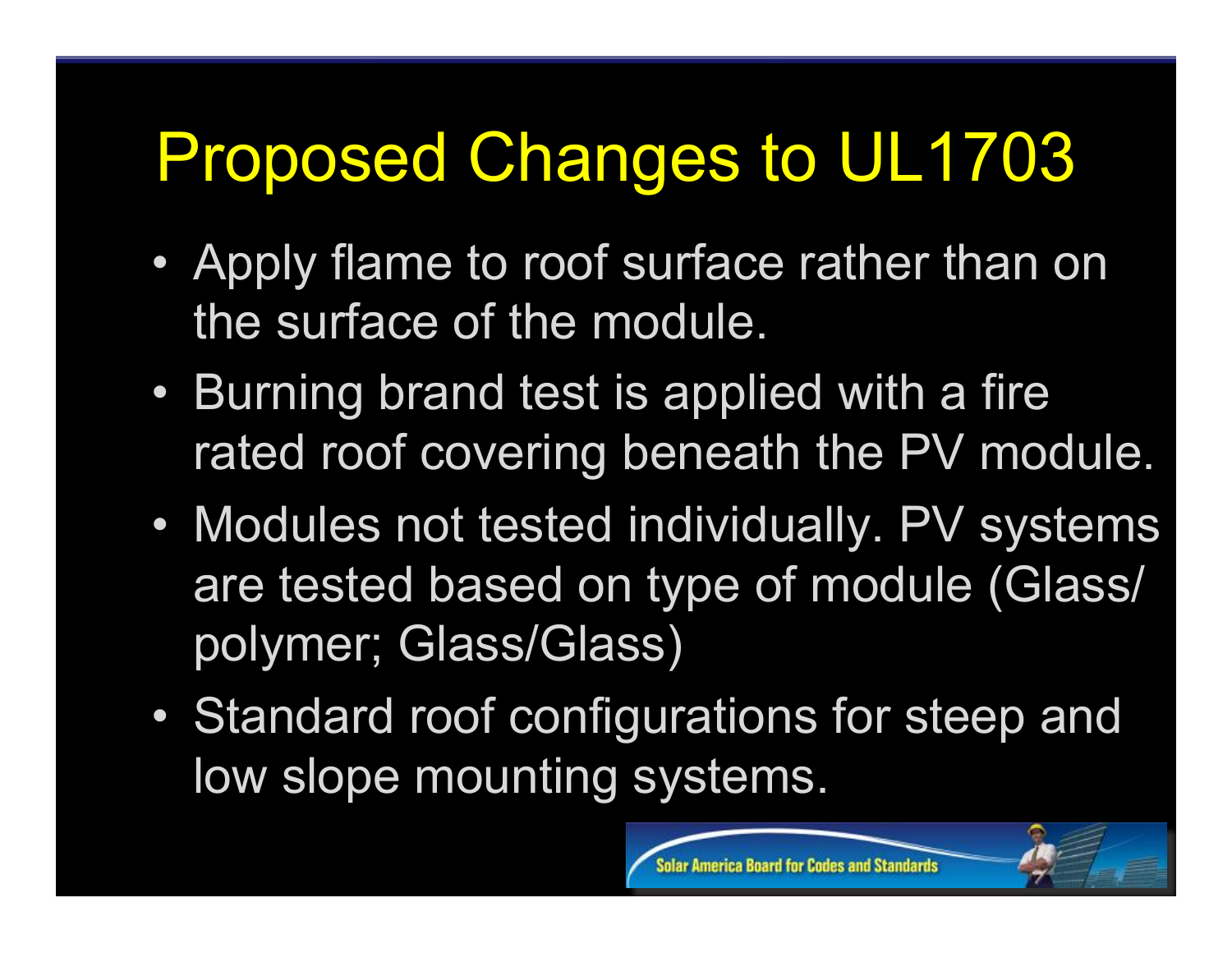# Proposed Changes to UL1703

- Apply flame to roof surface rather than on the surface of the module.
- Burning brand test is applied with a fire rated roof covering beneath the PV module.
- Modules not tested individually. PV systems are tested based on type of module (Glass/polymer; Glass/Glass)
- Standard roof configurations for steep and low slope mounting systems.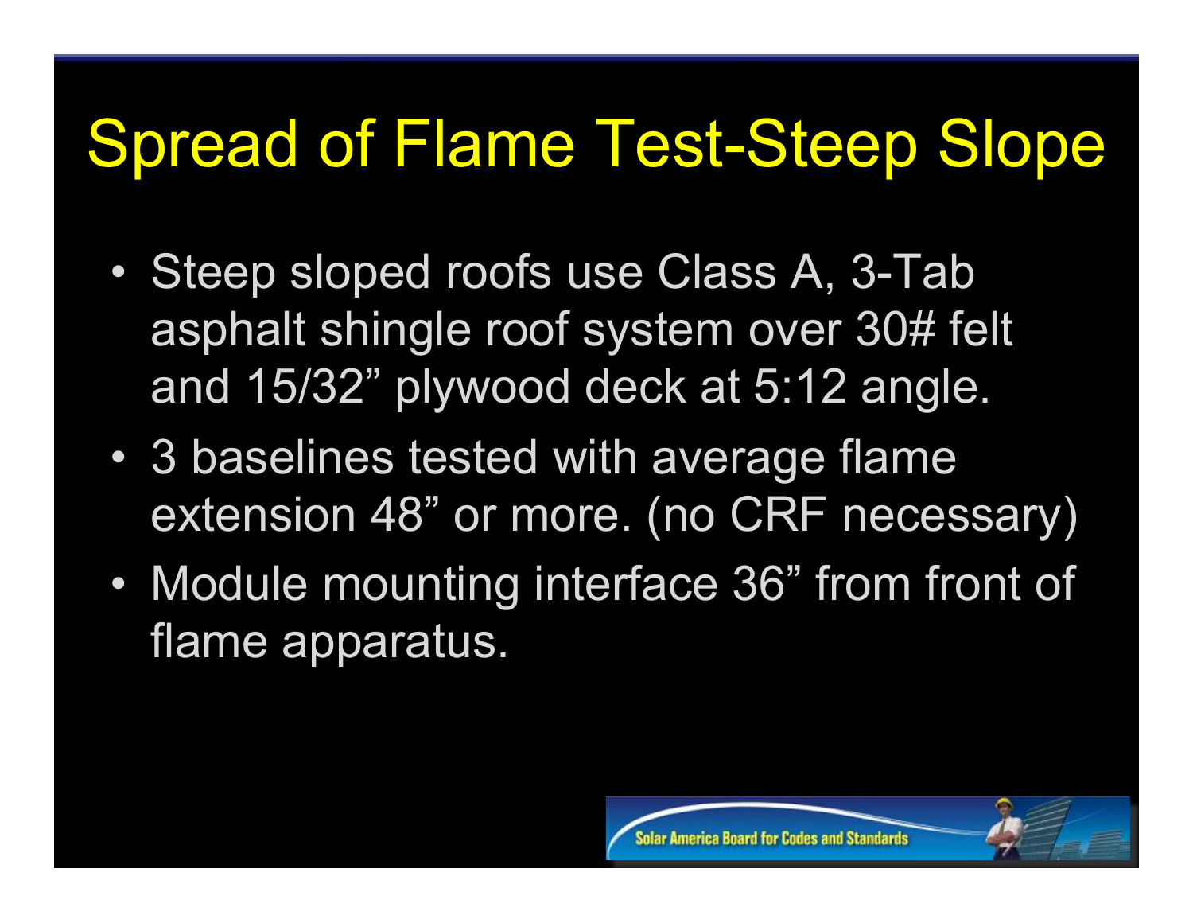# Spread of Flame Test-Steep Slope

- Steep sloped roofs use Class A, 3-Tab asphalt shingle roof system over 30# felt and 15/32” plywood deck at 5:12 angle.
- 3 baselines tested with average flame extension 48” or more. (no CRF necessary)
- Module mounting interface 36” from front of flame apparatus.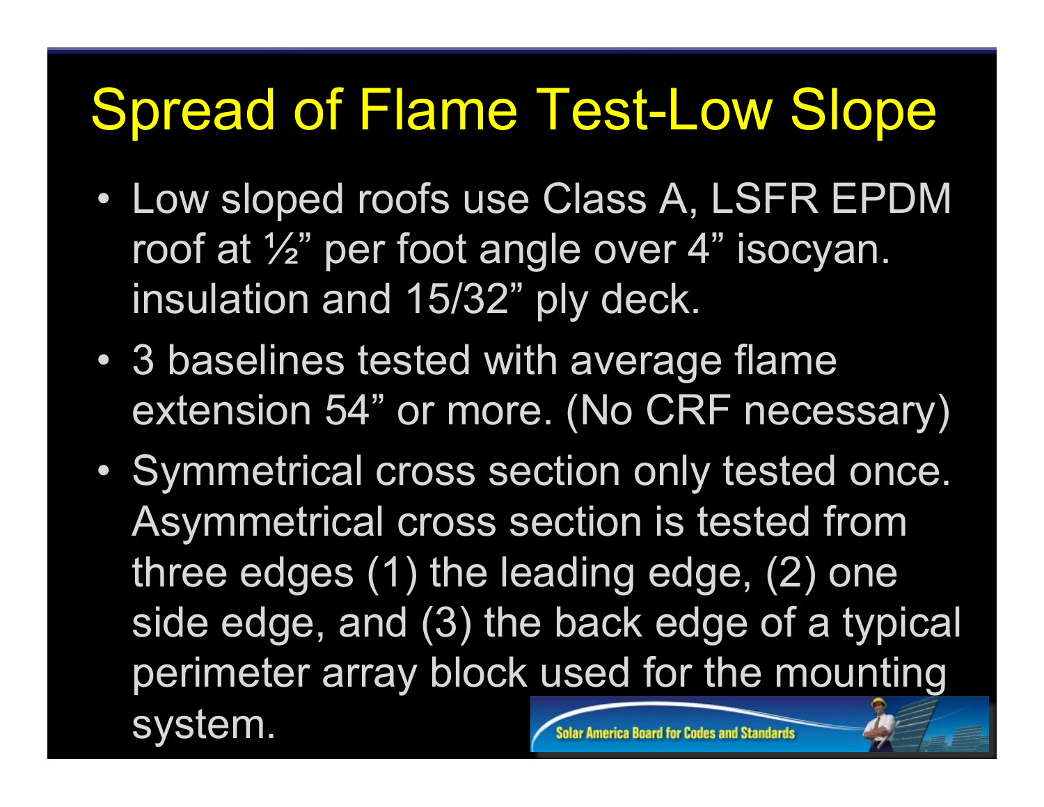# Spread of Flame Test-Low Slope

- Low sloped roofs use Class A, LSFR EPDM roof at ½” per foot angle over 4” isocyan. insulation and 15/32” ply deck.
- 3 baselines tested with average flame extension 54” or more. (No CRF necessary)
- Symmetrical cross section only tested once. Asymmetrical cross section is tested from three edges (1) the leading edge, (2) one side edge, and (3) the back edge of a typical perimeter array block used for the mounting system.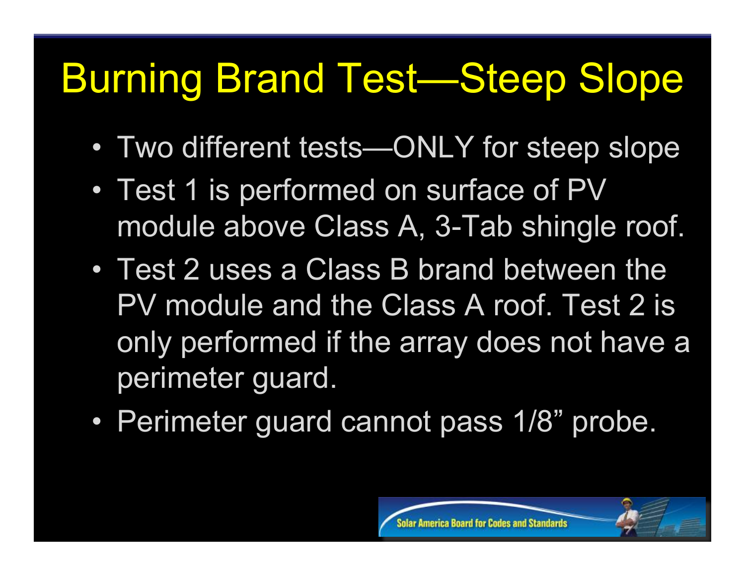# Burning Brand Test—Steep Slope

- Two different tests—ONLY for steep slope
- Test 1 is performed on surface of PV module above Class A, 3-Tab shingle roof.
- Test 2 uses a Class B brand between the PV module and the Class A roof. Test 2 is only performed if the array does not have a perimeter guard.
- Perimeter guard cannot pass 1/8” probe.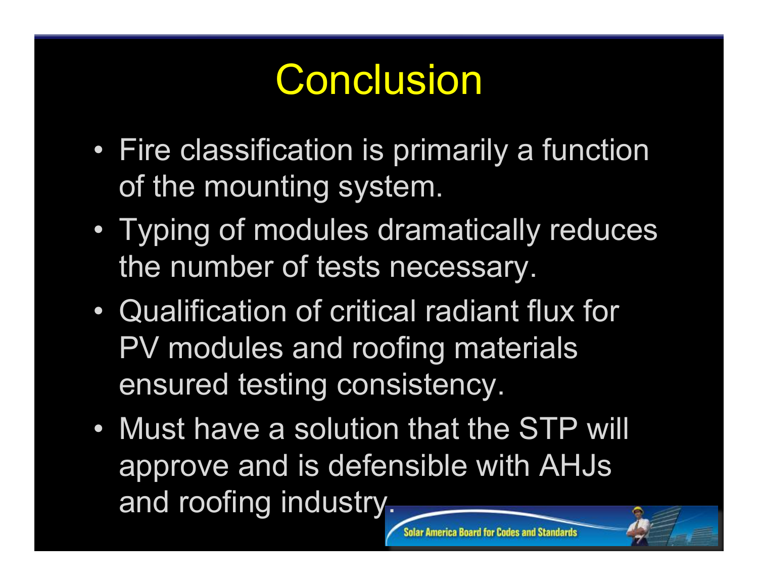# Conclusion

- Fire classification is primarily a function of the mounting system.
- Typing of modules dramatically reduces the number of tests necessary.
- Qualification of critical radiant flux for PV modules and roofing materials ensured testing consistency.
- Must have a solution that the STP will approve and is defensible with AHJs and roofing industry.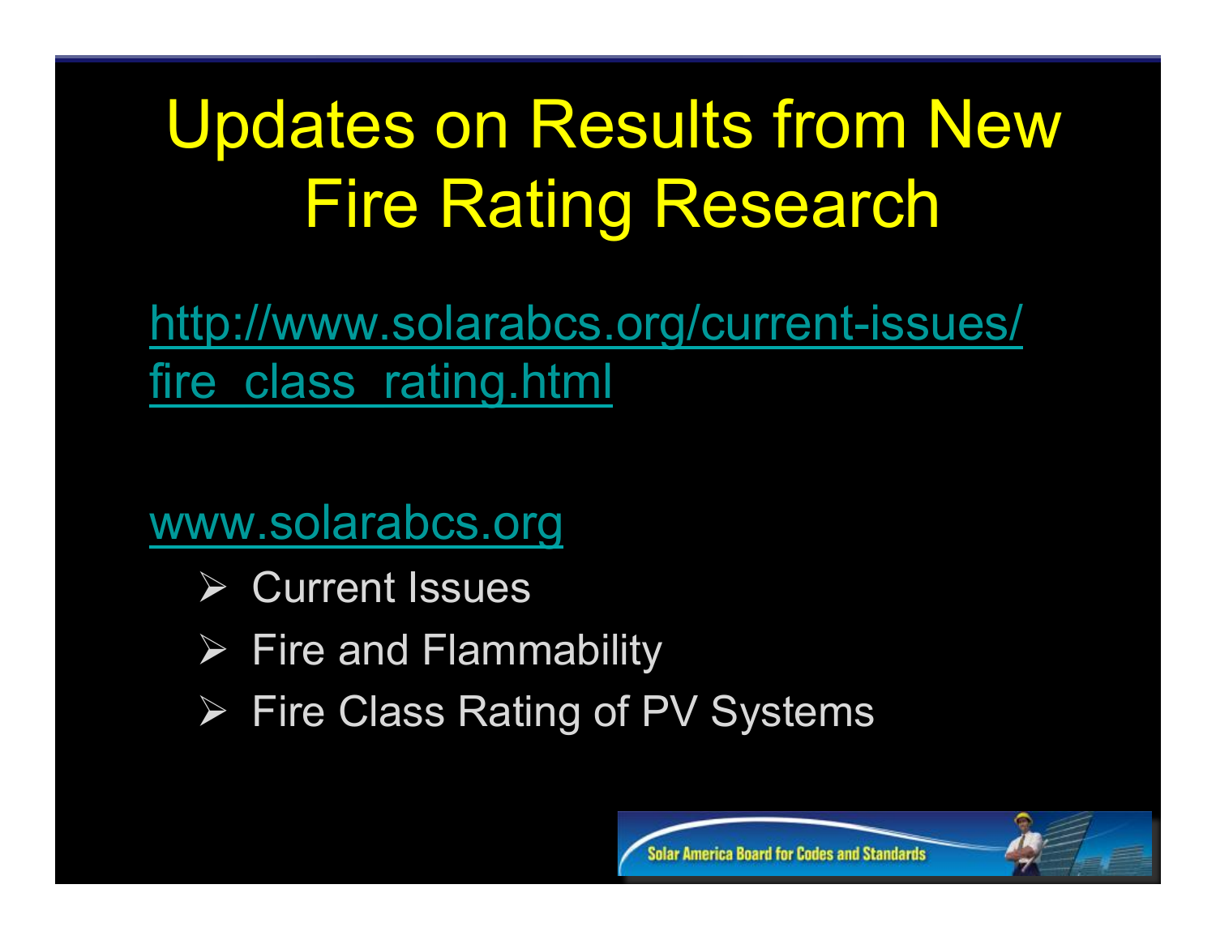# Updates on Results from New Fire Rating Research

http://www.solarabcs.org/current-issues/fire_class_rating.html

www.solarabcs.org

- Current Issues
- Fire and Flammability
- Fire Class Rating of PV Systems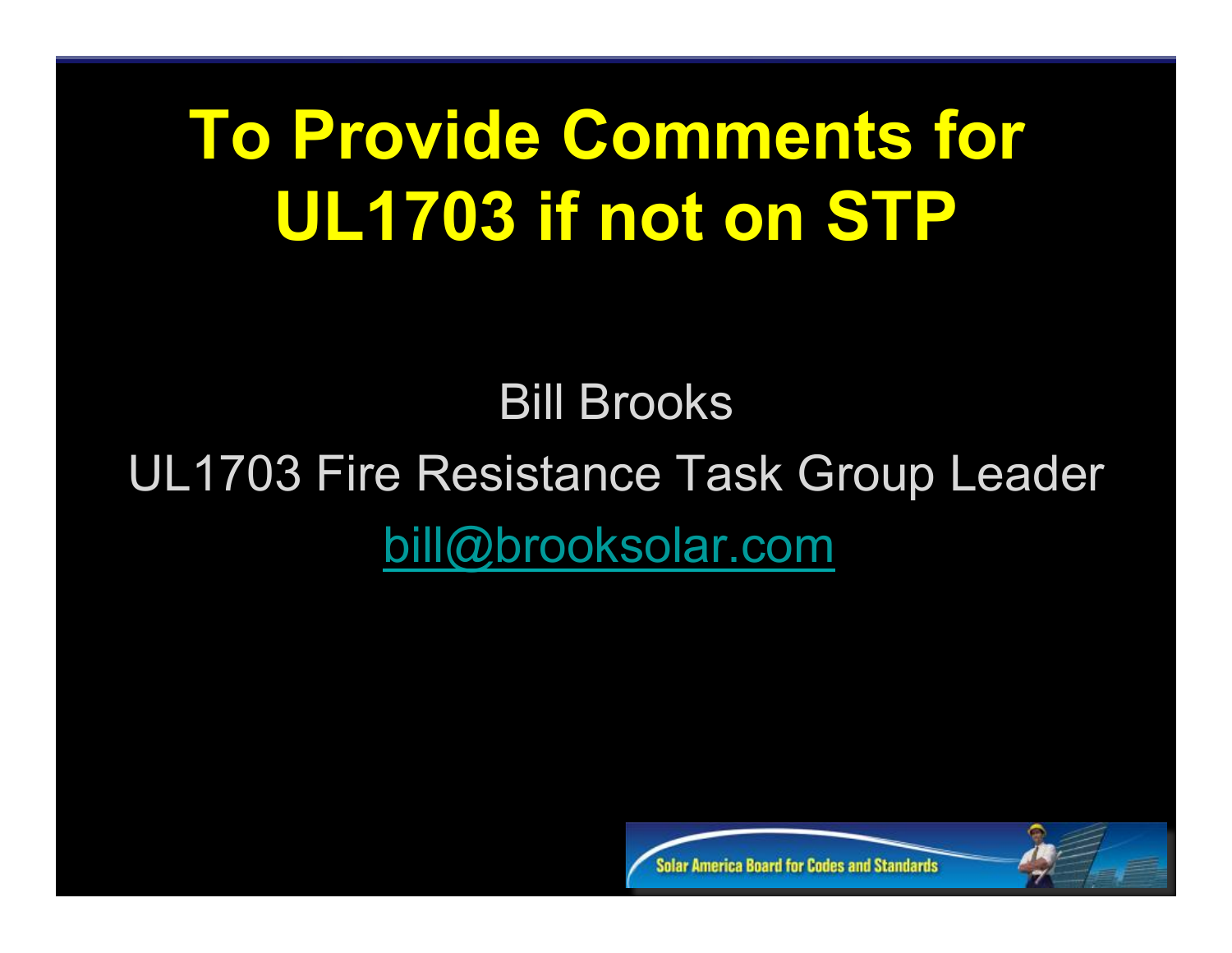# To Provide Comments for UL1703 if not on STP

Bill Brooks

UL1703 Fire Resistance Task Group Leader

bill@brooksolar.com

Solar America Board for Codes and Standards